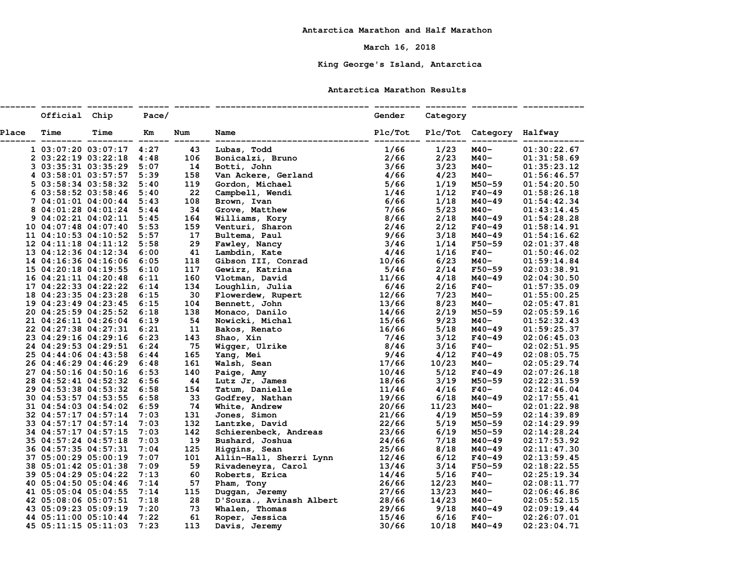# Antarctica Marathon and Half Marathon

**March 16, 2018**

**King George's Island, Antarctica**

## Antarctica Marathon Results

| Place | Official Time | Chip Time | Pace/ Km | Num | Name | Gender Plc/Tot | Category Plc/Tot | Category | Halfway |
|---|---|---|---|---|---|---|---|---|---|
| 1 | 03:07:20 | 03:07:17 | 4:27 | 43 | Lubas, Todd | 1/66 | 1/23 | M40- | 01:30:22.67 |
| 2 | 03:22:19 | 03:22:18 | 4:48 | 106 | Bonicalzi, Bruno | 2/66 | 2/23 | M40- | 01:31:58.69 |
| 3 | 03:35:31 | 03:35:29 | 5:07 | 14 | Botti, John | 3/66 | 3/23 | M40- | 01:35:23.12 |
| 4 | 03:58:01 | 03:57:57 | 5:39 | 158 | Van Ackere, Gerland | 4/66 | 4/23 | M40- | 01:56:46.57 |
| 5 | 03:58:34 | 03:58:32 | 5:40 | 119 | Gordon, Michael | 5/66 | 1/19 | M50-59 | 01:54:20.50 |
| 6 | 03:58:52 | 03:58:46 | 5:40 | 22 | Campbell, Wendi | 1/46 | 1/12 | F40-49 | 01:58:26.18 |
| 7 | 04:01:01 | 04:00:44 | 5:43 | 108 | Brown, Ivan | 6/66 | 1/18 | M40-49 | 01:54:42.34 |
| 8 | 04:01:28 | 04:01:24 | 5:44 | 34 | Grove, Matthew | 7/66 | 5/23 | M40- | 01:43:14.45 |
| 9 | 04:02:21 | 04:02:11 | 5:45 | 164 | Williams, Kory | 8/66 | 2/18 | M40-49 | 01:54:28.28 |
| 10 | 04:07:48 | 04:07:40 | 5:53 | 159 | Venturi, Sharon | 2/46 | 2/12 | F40-49 | 01:58:14.91 |
| 11 | 04:10:53 | 04:10:52 | 5:57 | 17 | Bultema, Paul | 9/66 | 3/18 | M40-49 | 01:54:16.62 |
| 12 | 04:11:18 | 04:11:12 | 5:58 | 29 | Fawley, Nancy | 3/46 | 1/14 | F50-59 | 02:01:37.48 |
| 13 | 04:12:36 | 04:12:34 | 6:00 | 41 | Lambdin, Kate | 4/46 | 1/16 | F40- | 01:50:46.02 |
| 14 | 04:16:36 | 04:16:06 | 6:05 | 118 | Gibson III, Conrad | 10/66 | 6/23 | M40- | 01:59:14.84 |
| 15 | 04:20:18 | 04:19:55 | 6:10 | 117 | Gewirz, Katrina | 5/46 | 2/14 | F50-59 | 02:03:38.91 |
| 16 | 04:21:11 | 04:20:48 | 6:11 | 160 | Vlotman, David | 11/66 | 4/18 | M40-49 | 02:04:30.50 |
| 17 | 04:22:33 | 04:22:22 | 6:14 | 134 | Loughlin, Julia | 6/46 | 2/16 | F40- | 01:57:35.09 |
| 18 | 04:23:35 | 04:23:28 | 6:15 | 30 | Flowerdew, Rupert | 12/66 | 7/23 | M40- | 01:55:00.25 |
| 19 | 04:23:49 | 04:23:45 | 6:15 | 104 | Bennett, John | 13/66 | 8/23 | M40- | 02:05:47.81 |
| 20 | 04:25:59 | 04:25:52 | 6:18 | 138 | Monaco, Danilo | 14/66 | 2/19 | M50-59 | 02:05:59.16 |
| 21 | 04:26:11 | 04:26:04 | 6:19 | 54 | Nowicki, Michal | 15/66 | 9/23 | M40- | 01:52:32.43 |
| 22 | 04:27:38 | 04:27:31 | 6:21 | 11 | Bakos, Renato | 16/66 | 5/18 | M40-49 | 01:59:25.37 |
| 23 | 04:29:16 | 04:29:16 | 6:23 | 143 | Shao, Xin | 7/46 | 3/12 | F40-49 | 02:06:45.03 |
| 24 | 04:29:53 | 04:29:51 | 6:24 | 75 | Wigger, Ulrike | 8/46 | 3/16 | F40- | 02:02:51.95 |
| 25 | 04:44:06 | 04:43:58 | 6:44 | 165 | Yang, Mei | 9/46 | 4/12 | F40-49 | 02:08:05.75 |
| 26 | 04:46:29 | 04:46:29 | 6:48 | 161 | Walsh, Sean | 17/66 | 10/23 | M40- | 02:05:29.74 |
| 27 | 04:50:16 | 04:50:16 | 6:53 | 140 | Paige, Amy | 10/46 | 5/12 | F40-49 | 02:07:26.18 |
| 28 | 04:52:41 | 04:52:32 | 6:56 | 44 | Lutz Jr, James | 18/66 | 3/19 | M50-59 | 02:22:31.59 |
| 29 | 04:53:38 | 04:53:32 | 6:58 | 154 | Tatum, Danielle | 11/46 | 4/16 | F40- | 02:12:46.04 |
| 30 | 04:53:57 | 04:53:55 | 6:58 | 33 | Godfrey, Nathan | 19/66 | 6/18 | M40-49 | 02:17:55.41 |
| 31 | 04:54:03 | 04:54:02 | 6:59 | 74 | White, Andrew | 20/66 | 11/23 | M40- | 02:01:22.98 |
| 32 | 04:57:17 | 04:57:14 | 7:03 | 131 | Jones, Simon | 21/66 | 4/19 | M50-59 | 02:14:39.89 |
| 33 | 04:57:17 | 04:57:14 | 7:03 | 132 | Lantzke, David | 22/66 | 5/19 | M50-59 | 02:14:29.99 |
| 34 | 04:57:17 | 04:57:15 | 7:03 | 142 | Schierenbeck, Andreas | 23/66 | 6/19 | M50-59 | 02:14:28.24 |
| 35 | 04:57:24 | 04:57:18 | 7:03 | 19 | Bushard, Joshua | 24/66 | 7/18 | M40-49 | 02:17:53.92 |
| 36 | 04:57:35 | 04:57:31 | 7:04 | 125 | Higgins, Sean | 25/66 | 8/18 | M40-49 | 02:11:47.30 |
| 37 | 05:00:29 | 05:00:19 | 7:07 | 101 | Allin-Hall, Sherri Lynn | 12/46 | 6/12 | F40-49 | 02:13:59.45 |
| 38 | 05:01:42 | 05:01:38 | 7:09 | 59 | Rivadeneyra, Carol | 13/46 | 3/14 | F50-59 | 02:18:22.55 |
| 39 | 05:04:29 | 05:04:22 | 7:13 | 60 | Roberts, Erica | 14/46 | 5/16 | F40- | 02:25:19.34 |
| 40 | 05:04:50 | 05:04:46 | 7:14 | 57 | Pham, Tony | 26/66 | 12/23 | M40- | 02:08:11.77 |
| 41 | 05:05:04 | 05:04:55 | 7:14 | 115 | Duggan, Jeremy | 27/66 | 13/23 | M40- | 02:06:46.86 |
| 42 | 05:08:06 | 05:07:51 | 7:18 | 28 | D'Souza., Avinash Albert | 28/66 | 14/23 | M40- | 02:05:52.15 |
| 43 | 05:09:23 | 05:09:19 | 7:20 | 73 | Whalen, Thomas | 29/66 | 9/18 | M40-49 | 02:09:19.44 |
| 44 | 05:11:00 | 05:10:44 | 7:22 | 61 | Roper, Jessica | 15/46 | 6/16 | F40- | 02:26:07.01 |
| 45 | 05:11:15 | 05:11:03 | 7:23 | 113 | Davis, Jeremy | 30/66 | 10/18 | M40-49 | 02:23:04.71 |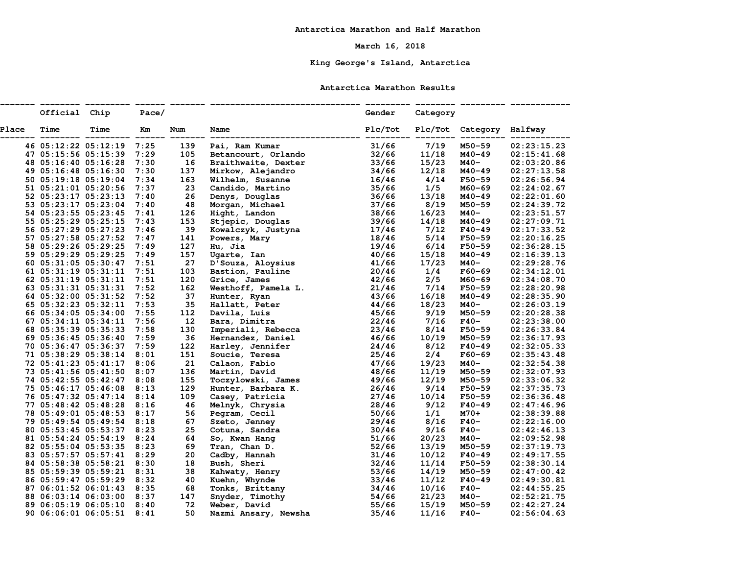**Antarctica Marathon and Half Marathon**

**March 16, 2018**

**King George's Island, Antarctica**

**Antarctica Marathon Results**

| Place | Official Time | Chip Time | Pace/ Km | Num | Name | Gender Plc/Tot | Category Plc/Tot | Category | Halfway |
|---|---|---|---|---|---|---|---|---|---|
| 46 | 05:12:22 | 05:12:19 | 7:25 | 139 | Pai, Ram Kumar | 31/66 | 7/19 | M50-59 | 02:23:15.23 |
| 47 | 05:15:56 | 05:15:39 | 7:29 | 105 | Betancourt, Orlando | 32/66 | 11/18 | M40-49 | 02:15:41.68 |
| 48 | 05:16:40 | 05:16:28 | 7:30 | 16 | Braithwaite, Dexter | 33/66 | 15/23 | M40- | 02:03:20.86 |
| 49 | 05:16:48 | 05:16:30 | 7:30 | 137 | Mirkow, Alejandro | 34/66 | 12/18 | M40-49 | 02:27:13.58 |
| 50 | 05:19:18 | 05:19:04 | 7:34 | 163 | Wilhelm, Susanne | 16/46 | 4/14 | F50-59 | 02:26:56.94 |
| 51 | 05:21:01 | 05:20:56 | 7:37 | 23 | Candido, Martino | 35/66 | 1/5 | M60-69 | 02:24:02.67 |
| 52 | 05:23:17 | 05:23:13 | 7:40 | 26 | Denys, Douglas | 36/66 | 13/18 | M40-49 | 02:22:01.60 |
| 53 | 05:23:17 | 05:23:04 | 7:40 | 48 | Morgan, Michael | 37/66 | 8/19 | M50-59 | 02:24:39.72 |
| 54 | 05:23:55 | 05:23:45 | 7:41 | 126 | Hight, Landon | 38/66 | 16/23 | M40- | 02:23:51.57 |
| 55 | 05:25:29 | 05:25:15 | 7:43 | 153 | Stjepic, Douglas | 39/66 | 14/18 | M40-49 | 02:27:09.71 |
| 56 | 05:27:29 | 05:27:23 | 7:46 | 39 | Kowalczyk, Justyna | 17/46 | 7/12 | F40-49 | 02:17:33.52 |
| 57 | 05:27:58 | 05:27:52 | 7:47 | 141 | Powers, Mary | 18/46 | 5/14 | F50-59 | 02:20:16.25 |
| 58 | 05:29:26 | 05:29:25 | 7:49 | 127 | Hu, Jia | 19/46 | 6/14 | F50-59 | 02:36:28.15 |
| 59 | 05:29:29 | 05:29:25 | 7:49 | 157 | Ugarte, Ian | 40/66 | 15/18 | M40-49 | 02:16:39.13 |
| 60 | 05:31:05 | 05:30:47 | 7:51 | 27 | D'Souza, Aloysius | 41/66 | 17/23 | M40- | 02:29:28.76 |
| 61 | 05:31:19 | 05:31:11 | 7:51 | 103 | Bastion, Pauline | 20/46 | 1/4 | F60-69 | 02:34:12.01 |
| 62 | 05:31:19 | 05:31:11 | 7:51 | 120 | Grice, James | 42/66 | 2/5 | M60-69 | 02:34:08.70 |
| 63 | 05:31:31 | 05:31:31 | 7:52 | 162 | Westhoff, Pamela L. | 21/46 | 7/14 | F50-59 | 02:28:20.98 |
| 64 | 05:32:00 | 05:31:52 | 7:52 | 37 | Hunter, Ryan | 43/66 | 16/18 | M40-49 | 02:28:35.90 |
| 65 | 05:32:23 | 05:32:11 | 7:53 | 35 | Hallatt, Peter | 44/66 | 18/23 | M40- | 02:26:03.19 |
| 66 | 05:34:05 | 05:34:00 | 7:55 | 112 | Davila, Luis | 45/66 | 9/19 | M50-59 | 02:20:28.38 |
| 67 | 05:34:11 | 05:34:11 | 7:56 | 12 | Bara, Dimitra | 22/46 | 7/16 | F40- | 02:23:38.00 |
| 68 | 05:35:39 | 05:35:33 | 7:58 | 130 | Imperiali, Rebecca | 23/46 | 8/14 | F50-59 | 02:26:33.84 |
| 69 | 05:36:45 | 05:36:40 | 7:59 | 36 | Hernandez, Daniel | 46/66 | 10/19 | M50-59 | 02:36:17.93 |
| 70 | 05:36:47 | 05:36:37 | 7:59 | 122 | Harley, Jennifer | 24/46 | 8/12 | F40-49 | 02:32:05.33 |
| 71 | 05:38:29 | 05:38:14 | 8:01 | 151 | Soucie, Teresa | 25/46 | 2/4 | F60-69 | 02:35:43.48 |
| 72 | 05:41:23 | 05:41:17 | 8:06 | 21 | Calaon, Fabio | 47/66 | 19/23 | M40- | 02:32:54.38 |
| 73 | 05:41:56 | 05:41:50 | 8:07 | 136 | Martin, David | 48/66 | 11/19 | M50-59 | 02:32:07.93 |
| 74 | 05:42:55 | 05:42:47 | 8:08 | 155 | Toczylowski, James | 49/66 | 12/19 | M50-59 | 02:33:06.32 |
| 75 | 05:46:17 | 05:46:08 | 8:13 | 129 | Hunter, Barbara K. | 26/46 | 9/14 | F50-59 | 02:37:35.73 |
| 76 | 05:47:32 | 05:47:14 | 8:14 | 109 | Casey, Patricia | 27/46 | 10/14 | F50-59 | 02:36:36.48 |
| 77 | 05:48:42 | 05:48:28 | 8:16 | 46 | Melnyk, Chrysia | 28/46 | 9/12 | F40-49 | 02:47:46.96 |
| 78 | 05:49:01 | 05:48:53 | 8:17 | 56 | Pegram, Cecil | 50/66 | 1/1 | M70+ | 02:38:39.88 |
| 79 | 05:49:54 | 05:49:54 | 8:18 | 67 | Szeto, Jenney | 29/46 | 8/16 | F40- | 02:22:16.00 |
| 80 | 05:53:45 | 05:53:37 | 8:23 | 25 | Cotuna, Sandra | 30/46 | 9/16 | F40- | 02:42:46.13 |
| 81 | 05:54:24 | 05:54:19 | 8:24 | 64 | So, Kwan Hang | 51/66 | 20/23 | M40- | 02:09:52.98 |
| 82 | 05:55:04 | 05:53:35 | 8:23 | 69 | Tran, Chan D. | 52/66 | 13/19 | M50-59 | 02:37:19.73 |
| 83 | 05:57:57 | 05:57:41 | 8:29 | 20 | Cadby, Hannah | 31/46 | 10/12 | F40-49 | 02:49:17.55 |
| 84 | 05:58:38 | 05:58:21 | 8:30 | 18 | Bush, Sheri | 32/46 | 11/14 | F50-59 | 02:38:30.14 |
| 85 | 05:59:39 | 05:59:21 | 8:31 | 38 | Kahwaty, Henry | 53/66 | 14/19 | M50-59 | 02:47:00.42 |
| 86 | 05:59:47 | 05:59:29 | 8:32 | 40 | Kuehn, Whynde | 33/46 | 11/12 | F40-49 | 02:49:30.81 |
| 87 | 06:01:52 | 06:01:43 | 8:35 | 68 | Tonks, Brittany | 34/46 | 10/16 | F40- | 02:44:55.25 |
| 88 | 06:03:14 | 06:03:00 | 8:37 | 147 | Snyder, Timothy | 54/66 | 21/23 | M40- | 02:52:21.75 |
| 89 | 06:05:19 | 06:05:10 | 8:40 | 72 | Weber, David | 55/66 | 15/19 | M50-59 | 02:42:27.24 |
| 90 | 06:06:01 | 06:05:51 | 8:41 | 50 | Nazmi Ansary, Newsha | 35/46 | 11/16 | F40- | 02:56:04.63 |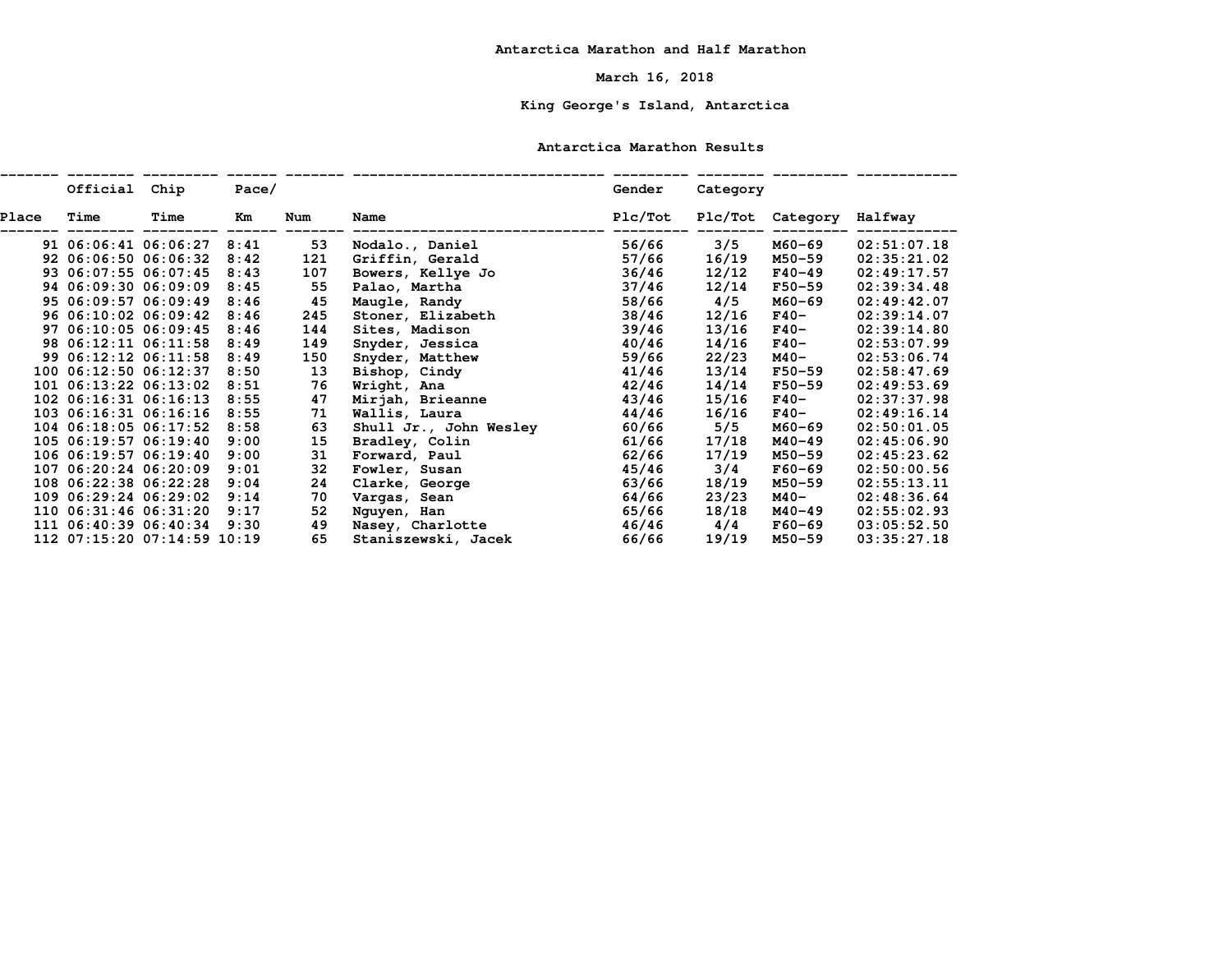**Antarctica Marathon and Half Marathon**

**March 16, 2018**

**King George's Island, Antarctica**

**Antarctica Marathon Results**

| Place | Official Time | Chip Time | Pace/ Km | Num | Name | Gender Plc/Tot | Category Plc/Tot | Category | Halfway |
|---|---|---|---|---|---|---|---|---|---|
| 91 | 06:06:41 | 06:06:27 | 8:41 | 53 | Nodalo., Daniel | 56/66 | 3/5 | M60-69 | 02:51:07.18 |
| 92 | 06:06:50 | 06:06:32 | 8:42 | 121 | Griffin, Gerald | 57/66 | 16/19 | M50-59 | 02:35:21.02 |
| 93 | 06:07:55 | 06:07:45 | 8:43 | 107 | Bowers, Kellye Jo | 36/46 | 12/12 | F40-49 | 02:49:17.57 |
| 94 | 06:09:30 | 06:09:09 | 8:45 | 55 | Palao, Martha | 37/46 | 12/14 | F50-59 | 02:39:34.48 |
| 95 | 06:09:57 | 06:09:49 | 8:46 | 45 | Maugle, Randy | 58/66 | 4/5 | M60-69 | 02:49:42.07 |
| 96 | 06:10:02 | 06:09:42 | 8:46 | 245 | Stoner, Elizabeth | 38/46 | 12/16 | F40- | 02:39:14.07 |
| 97 | 06:10:05 | 06:09:45 | 8:46 | 144 | Sites, Madison | 39/46 | 13/16 | F40- | 02:39:14.80 |
| 98 | 06:12:11 | 06:11:58 | 8:49 | 149 | Snyder, Jessica | 40/46 | 14/16 | F40- | 02:53:07.99 |
| 99 | 06:12:12 | 06:11:58 | 8:49 | 150 | Snyder, Matthew | 59/66 | 22/23 | M40- | 02:53:06.74 |
| 100 | 06:12:50 | 06:12:37 | 8:50 | 13 | Bishop, Cindy | 41/46 | 13/14 | F50-59 | 02:58:47.69 |
| 101 | 06:13:22 | 06:13:02 | 8:51 | 76 | Wright, Ana | 42/46 | 14/14 | F50-59 | 02:49:53.69 |
| 102 | 06:16:31 | 06:16:13 | 8:55 | 47 | Mirjah, Brieanne | 43/46 | 15/16 | F40- | 02:37:37.98 |
| 103 | 06:16:31 | 06:16:16 | 8:55 | 71 | Wallis, Laura | 44/46 | 16/16 | F40- | 02:49:16.14 |
| 104 | 06:18:05 | 06:17:52 | 8:58 | 63 | Shull Jr., John Wesley | 60/66 | 5/5 | M60-69 | 02:50:01.05 |
| 105 | 06:19:57 | 06:19:40 | 9:00 | 15 | Bradley, Colin | 61/66 | 17/18 | M40-49 | 02:45:06.90 |
| 106 | 06:19:57 | 06:19:40 | 9:00 | 31 | Forward, Paul | 62/66 | 17/19 | M50-59 | 02:45:23.62 |
| 107 | 06:20:24 | 06:20:09 | 9:01 | 32 | Fowler, Susan | 45/46 | 3/4 | F60-69 | 02:50:00.56 |
| 108 | 06:22:38 | 06:22:28 | 9:04 | 24 | Clarke, George | 63/66 | 18/19 | M50-59 | 02:55:13.11 |
| 109 | 06:29:24 | 06:29:02 | 9:14 | 70 | Vargas, Sean | 64/66 | 23/23 | M40- | 02:48:36.64 |
| 110 | 06:31:46 | 06:31:20 | 9:17 | 52 | Nguyen, Han | 65/66 | 18/18 | M40-49 | 02:55:02.93 |
| 111 | 06:40:39 | 06:40:34 | 9:30 | 49 | Nasey, Charlotte | 46/46 | 4/4 | F60-69 | 03:05:52.50 |
| 112 | 07:15:20 | 07:14:59 | 10:19 | 65 | Staniszewski, Jacek | 66/66 | 19/19 | M50-59 | 03:35:27.18 |